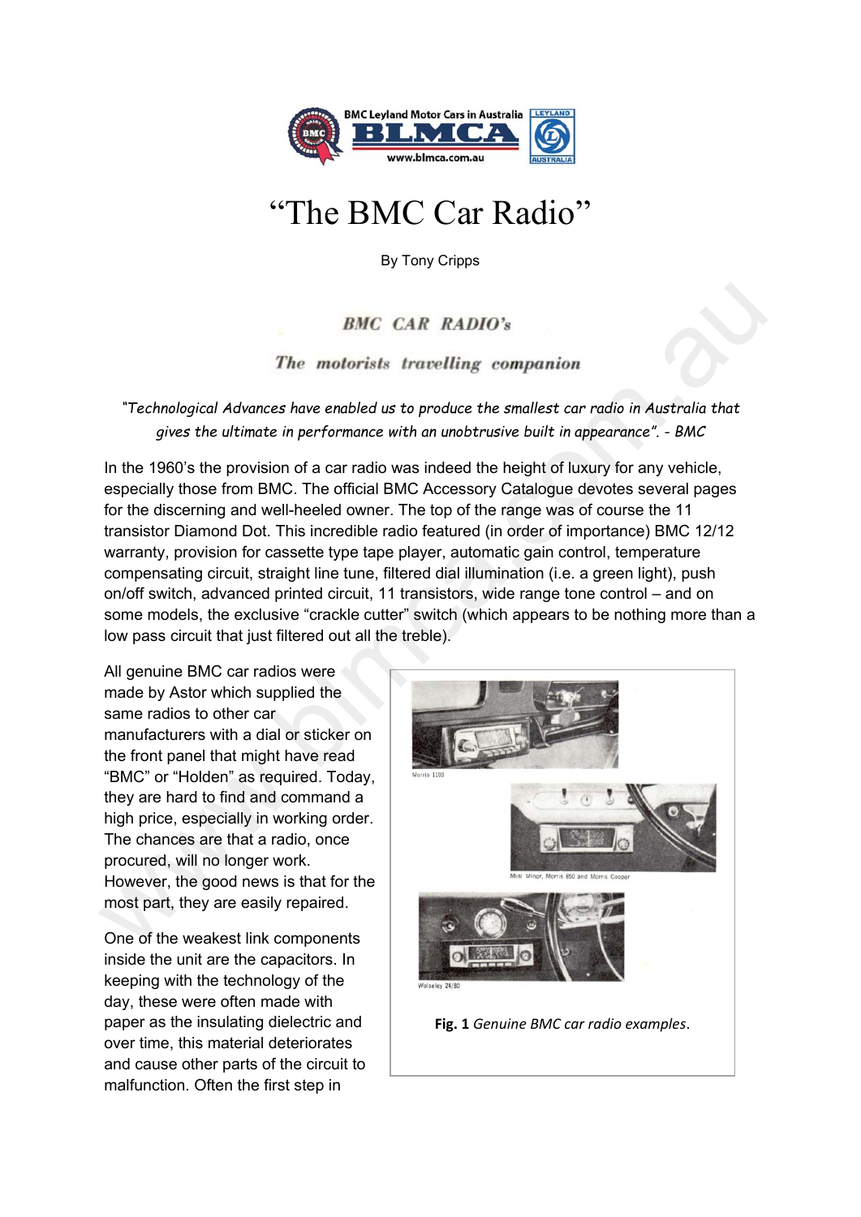# "The BMC Car Radio"

By Tony Cripps

**BMC CAR RADIO's**

***The motorists travelling companion***

*"Technological Advances have enabled us to produce the smallest car radio in Australia that gives the ultimate in performance with an unobtrusive built in appearance". - BMC*

In the 1960's the provision of a car radio was indeed the height of luxury for any vehicle, especially those from BMC. The official BMC Accessory Catalogue devotes several pages for the discerning and well-heeled owner. The top of the range was of course the 11 transistor Diamond Dot. This incredible radio featured (in order of importance) BMC 12/12 warranty, provision for cassette type tape player, automatic gain control, temperature compensating circuit, straight line tune, filtered dial illumination (i.e. a green light), push on/off switch, advanced printed circuit, 11 transistors, wide range tone control – and on some models, the exclusive "crackle cutter" switch (which appears to be nothing more than a low pass circuit that just filtered out all the treble).

All genuine BMC car radios were made by Astor which supplied the same radios to other car manufacturers with a dial or sticker on the front panel that might have read "BMC" or "Holden" as required. Today, they are hard to find and command a high price, especially in working order. The chances are that a radio, once procured, will no longer work. However, the good news is that for the most part, they are easily repaired.

Morris 1100

Mini Minor, Morris 850 and Morris Cooper

Wolseley 24/80

**Fig. 1** *Genuine BMC car radio examples*.

One of the weakest link components inside the unit are the capacitors. In keeping with the technology of the day, these were often made with paper as the insulating dielectric and over time, this material deteriorates and cause other parts of the circuit to malfunction. Often the first step in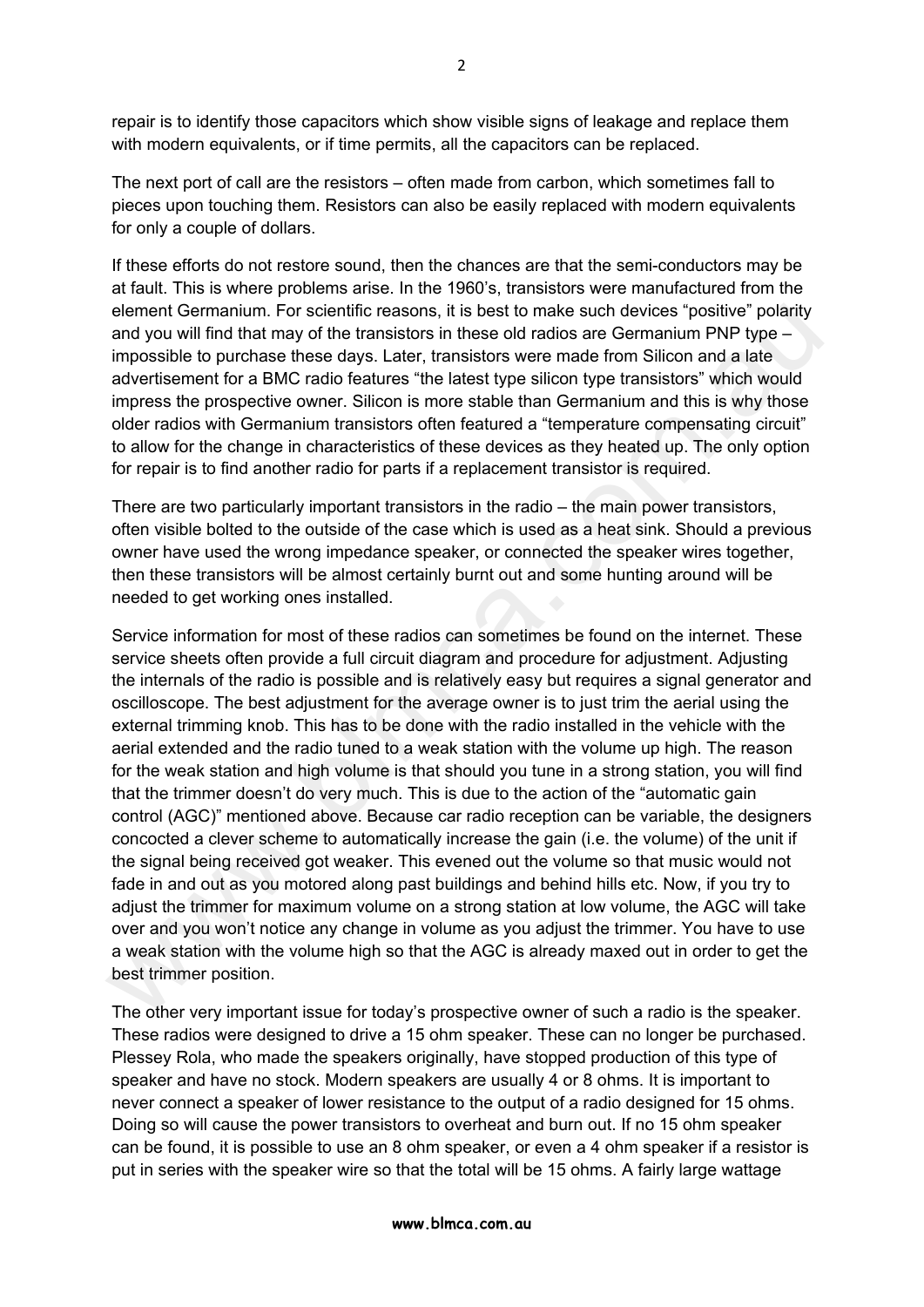repair is to identify those capacitors which show visible signs of leakage and replace them with modern equivalents, or if time permits, all the capacitors can be replaced.

The next port of call are the resistors – often made from carbon, which sometimes fall to pieces upon touching them. Resistors can also be easily replaced with modern equivalents for only a couple of dollars.

If these efforts do not restore sound, then the chances are that the semi-conductors may be at fault. This is where problems arise. In the 1960's, transistors were manufactured from the element Germanium. For scientific reasons, it is best to make such devices "positive" polarity and you will find that may of the transistors in these old radios are Germanium PNP type – impossible to purchase these days. Later, transistors were made from Silicon and a late advertisement for a BMC radio features "the latest type silicon type transistors" which would impress the prospective owner. Silicon is more stable than Germanium and this is why those older radios with Germanium transistors often featured a "temperature compensating circuit" to allow for the change in characteristics of these devices as they heated up. The only option for repair is to find another radio for parts if a replacement transistor is required.

There are two particularly important transistors in the radio – the main power transistors, often visible bolted to the outside of the case which is used as a heat sink. Should a previous owner have used the wrong impedance speaker, or connected the speaker wires together, then these transistors will be almost certainly burnt out and some hunting around will be needed to get working ones installed.

Service information for most of these radios can sometimes be found on the internet. These service sheets often provide a full circuit diagram and procedure for adjustment. Adjusting the internals of the radio is possible and is relatively easy but requires a signal generator and oscilloscope. The best adjustment for the average owner is to just trim the aerial using the external trimming knob. This has to be done with the radio installed in the vehicle with the aerial extended and the radio tuned to a weak station with the volume up high. The reason for the weak station and high volume is that should you tune in a strong station, you will find that the trimmer doesn't do very much. This is due to the action of the "automatic gain control (AGC)" mentioned above. Because car radio reception can be variable, the designers concocted a clever scheme to automatically increase the gain (i.e. the volume) of the unit if the signal being received got weaker. This evened out the volume so that music would not fade in and out as you motored along past buildings and behind hills etc. Now, if you try to adjust the trimmer for maximum volume on a strong station at low volume, the AGC will take over and you won't notice any change in volume as you adjust the trimmer. You have to use a weak station with the volume high so that the AGC is already maxed out in order to get the best trimmer position.

The other very important issue for today's prospective owner of such a radio is the speaker. These radios were designed to drive a 15 ohm speaker. These can no longer be purchased. Plessey Rola, who made the speakers originally, have stopped production of this type of speaker and have no stock. Modern speakers are usually 4 or 8 ohms. It is important to never connect a speaker of lower resistance to the output of a radio designed for 15 ohms. Doing so will cause the power transistors to overheat and burn out. If no 15 ohm speaker can be found, it is possible to use an 8 ohm speaker, or even a 4 ohm speaker if a resistor is put in series with the speaker wire so that the total will be 15 ohms. A fairly large wattage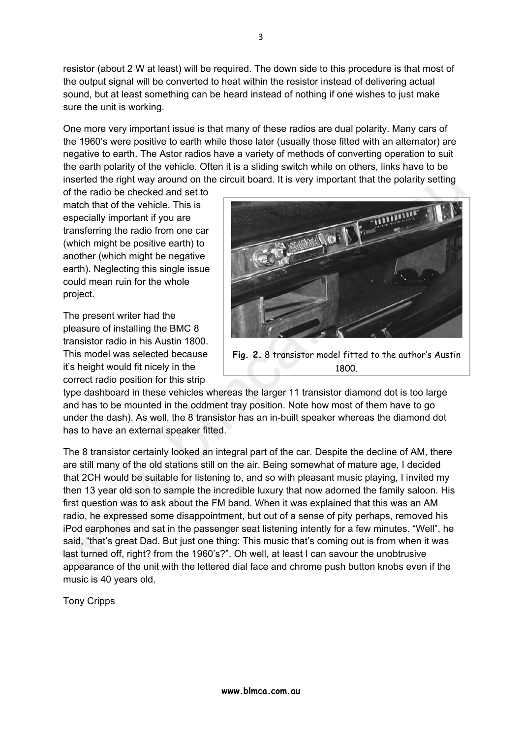resistor (about 2 W at least) will be required. The down side to this procedure is that most of the output signal will be converted to heat within the resistor instead of delivering actual sound, but at least something can be heard instead of nothing if one wishes to just make sure the unit is working.

One more very important issue is that many of these radios are dual polarity. Many cars of the 1960's were positive to earth while those later (usually those fitted with an alternator) are negative to earth. The Astor radios have a variety of methods of converting operation to suit the earth polarity of the vehicle. Often it is a sliding switch while on others, links have to be inserted the right way around on the circuit board. It is very important that the polarity setting of the radio be checked and set to match that of the vehicle. This is especially important if you are transferring the radio from one car (which might be positive earth) to another (which might be negative earth). Neglecting this single issue could mean ruin for the whole project.

**Fig. 2.** 8 transistor model fitted to the author's Austin 1800.

The present writer had the pleasure of installing the BMC 8 transistor radio in his Austin 1800. This model was selected because it's height would fit nicely in the correct radio position for this strip type dashboard in these vehicles whereas the larger 11 transistor diamond dot is too large and has to be mounted in the oddment tray position. Note how most of them have to go under the dash). As well, the 8 transistor has an in-built speaker whereas the diamond dot has to have an external speaker fitted.

The 8 transistor certainly looked an integral part of the car. Despite the decline of AM, there are still many of the old stations still on the air. Being somewhat of mature age, I decided that 2CH would be suitable for listening to, and so with pleasant music playing, I invited my then 13 year old son to sample the incredible luxury that now adorned the family saloon. His first question was to ask about the FM band. When it was explained that this was an AM radio, he expressed some disappointment, but out of a sense of pity perhaps, removed his iPod earphones and sat in the passenger seat listening intently for a few minutes. "Well", he said, "that's great Dad. But just one thing: This music that's coming out is from when it was last turned off, right? from the 1960's?". Oh well, at least I can savour the unobtrusive appearance of the unit with the lettered dial face and chrome push button knobs even if the music is 40 years old.

Tony Cripps